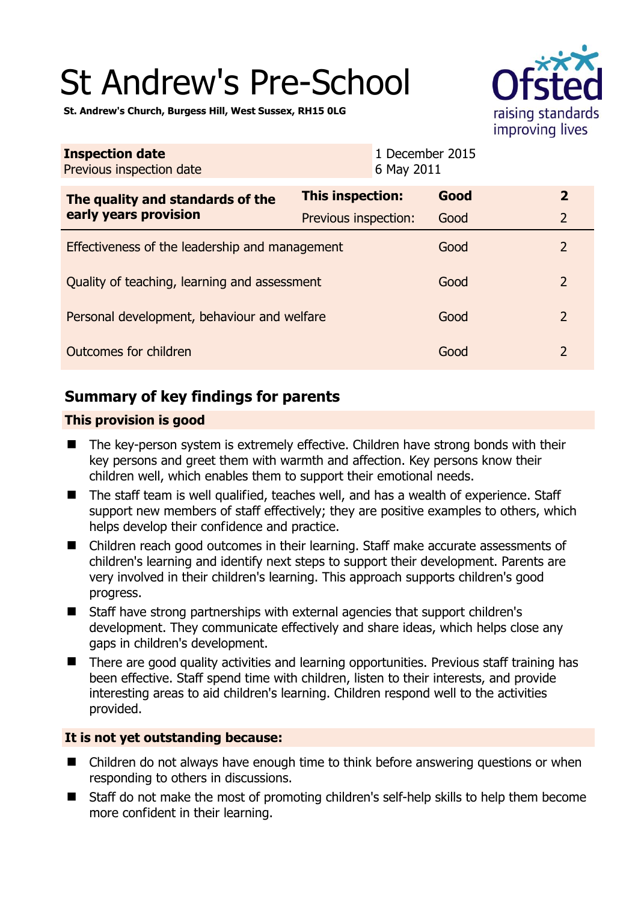# St Andrew's Pre-School

**St. Andrew's Church, Burgess Hill, West Sussex, RH15 0LG**

Ofsted raising standards improving lives

| **Inspection date** | 1 December 2015 |
|---|---|
| Previous inspection date | 6 May 2011 |

| **The quality and standards of the early years provision** | **This inspection:** | **Good** | **2** |
|---|---|---|---|
| | Previous inspection: | Good | 2 |
| Effectiveness of the leadership and management | | Good | 2 |
| Quality of teaching, learning and assessment | | Good | 2 |
| Personal development, behaviour and welfare | | Good | 2 |
| Outcomes for children | | Good | 2 |

## Summary of key findings for parents

### This provision is good

- The key-person system is extremely effective. Children have strong bonds with their key persons and greet them with warmth and affection. Key persons know their children well, which enables them to support their emotional needs.
- The staff team is well qualified, teaches well, and has a wealth of experience. Staff support new members of staff effectively; they are positive examples to others, which helps develop their confidence and practice.
- Children reach good outcomes in their learning. Staff make accurate assessments of children's learning and identify next steps to support their development. Parents are very involved in their children's learning. This approach supports children's good progress.
- Staff have strong partnerships with external agencies that support children's development. They communicate effectively and share ideas, which helps close any gaps in children's development.
- There are good quality activities and learning opportunities. Previous staff training has been effective. Staff spend time with children, listen to their interests, and provide interesting areas to aid children's learning. Children respond well to the activities provided.

### It is not yet outstanding because:

- Children do not always have enough time to think before answering questions or when responding to others in discussions.
- Staff do not make the most of promoting children's self-help skills to help them become more confident in their learning.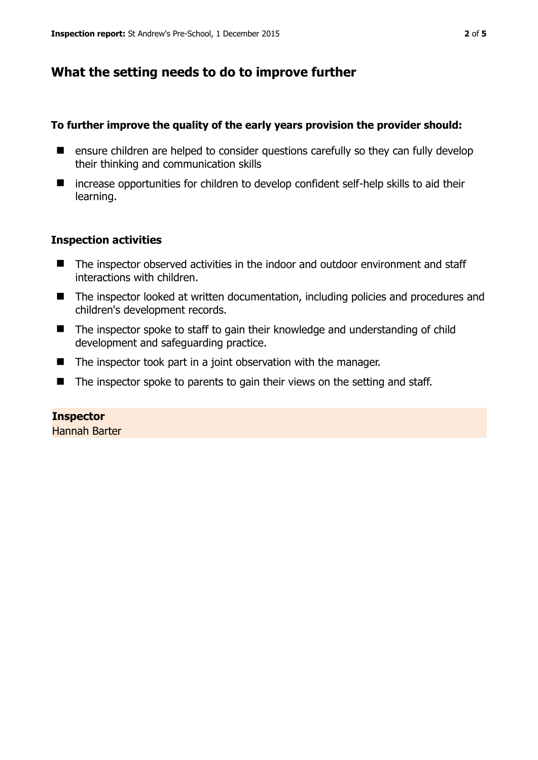## What the setting needs to do to improve further

**To further improve the quality of the early years provision the provider should:**

- ensure children are helped to consider questions carefully so they can fully develop their thinking and communication skills
- increase opportunities for children to develop confident self-help skills to aid their learning.

### Inspection activities

- The inspector observed activities in the indoor and outdoor environment and staff interactions with children.
- The inspector looked at written documentation, including policies and procedures and children's development records.
- The inspector spoke to staff to gain their knowledge and understanding of child development and safeguarding practice.
- The inspector took part in a joint observation with the manager.
- The inspector spoke to parents to gain their views on the setting and staff.

**Inspector**
Hannah Barter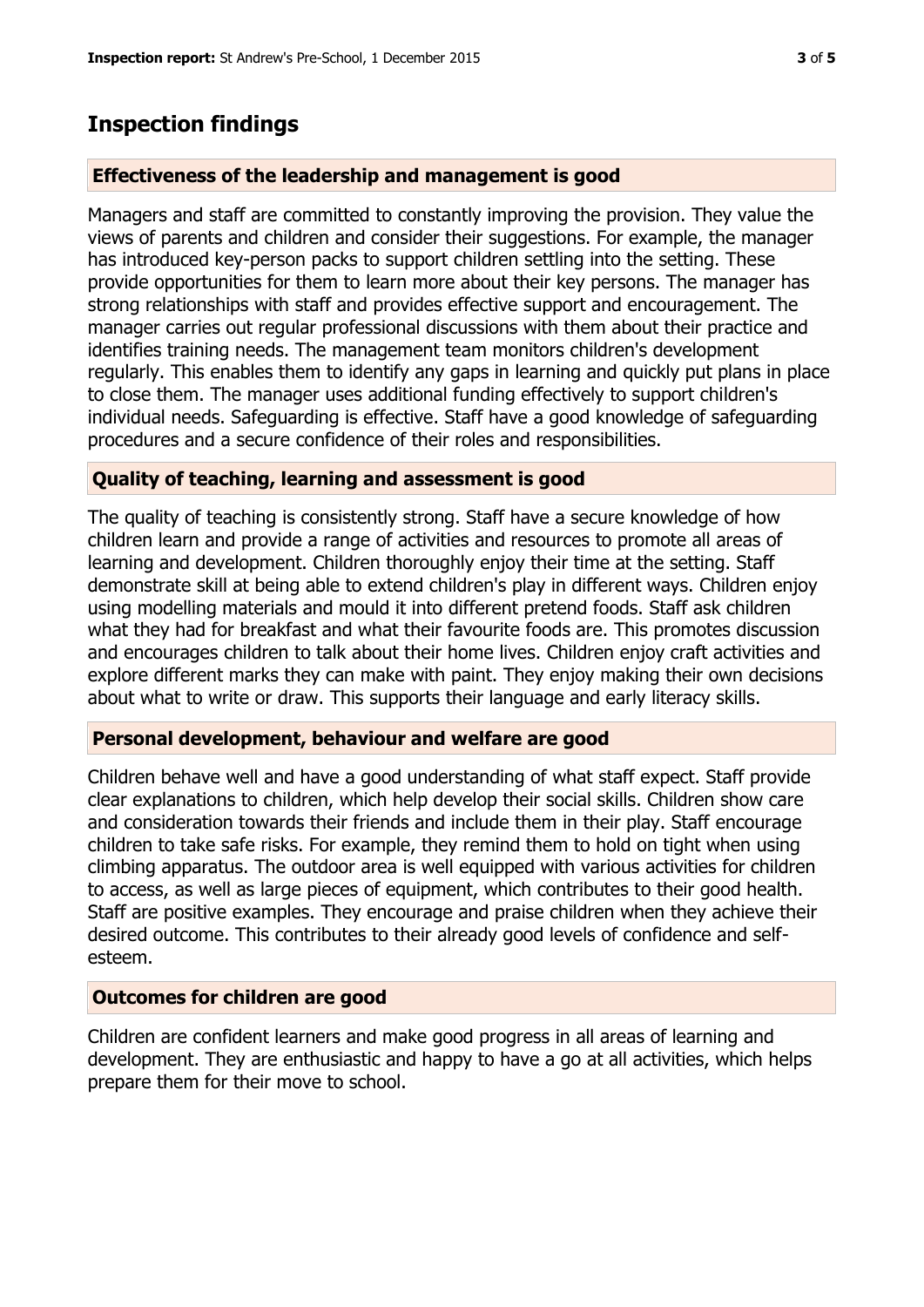## Inspection findings

### Effectiveness of the leadership and management is good

Managers and staff are committed to constantly improving the provision. They value the views of parents and children and consider their suggestions. For example, the manager has introduced key-person packs to support children settling into the setting. These provide opportunities for them to learn more about their key persons. The manager has strong relationships with staff and provides effective support and encouragement. The manager carries out regular professional discussions with them about their practice and identifies training needs. The management team monitors children's development regularly. This enables them to identify any gaps in learning and quickly put plans in place to close them. The manager uses additional funding effectively to support children's individual needs. Safeguarding is effective. Staff have a good knowledge of safeguarding procedures and a secure confidence of their roles and responsibilities.

### Quality of teaching, learning and assessment is good

The quality of teaching is consistently strong. Staff have a secure knowledge of how children learn and provide a range of activities and resources to promote all areas of learning and development. Children thoroughly enjoy their time at the setting. Staff demonstrate skill at being able to extend children's play in different ways. Children enjoy using modelling materials and mould it into different pretend foods. Staff ask children what they had for breakfast and what their favourite foods are. This promotes discussion and encourages children to talk about their home lives. Children enjoy craft activities and explore different marks they can make with paint. They enjoy making their own decisions about what to write or draw. This supports their language and early literacy skills.

### Personal development, behaviour and welfare are good

Children behave well and have a good understanding of what staff expect. Staff provide clear explanations to children, which help develop their social skills. Children show care and consideration towards their friends and include them in their play. Staff encourage children to take safe risks. For example, they remind them to hold on tight when using climbing apparatus. The outdoor area is well equipped with various activities for children to access, as well as large pieces of equipment, which contributes to their good health. Staff are positive examples. They encourage and praise children when they achieve their desired outcome. This contributes to their already good levels of confidence and self-esteem.

### Outcomes for children are good

Children are confident learners and make good progress in all areas of learning and development. They are enthusiastic and happy to have a go at all activities, which helps prepare them for their move to school.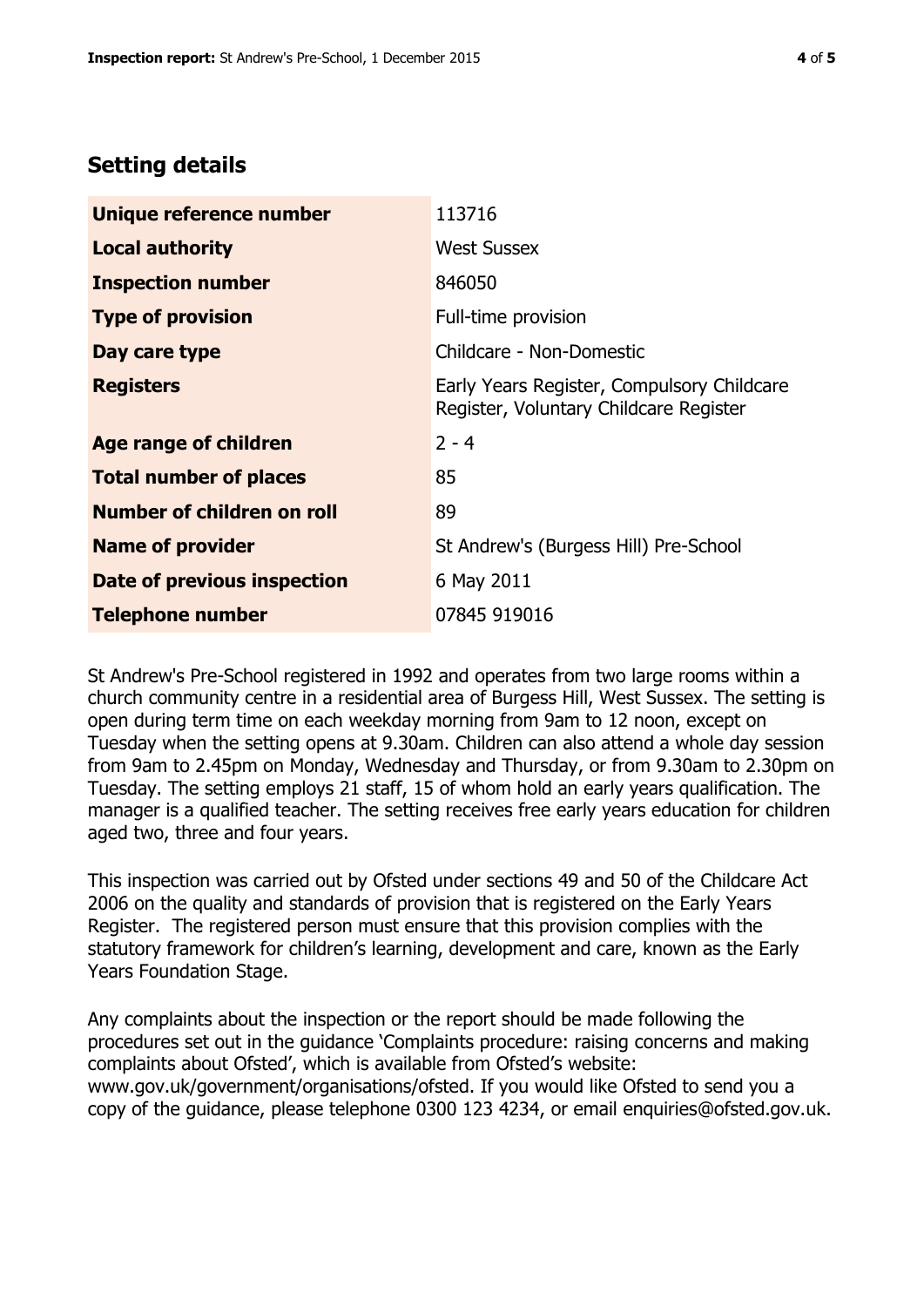## Setting details

| | |
|---|---|
| **Unique reference number** | 113716 |
| **Local authority** | West Sussex |
| **Inspection number** | 846050 |
| **Type of provision** | Full-time provision |
| **Day care type** | Childcare - Non-Domestic |
| **Registers** | Early Years Register, Compulsory Childcare Register, Voluntary Childcare Register |
| **Age range of children** | 2 - 4 |
| **Total number of places** | 85 |
| **Number of children on roll** | 89 |
| **Name of provider** | St Andrew's (Burgess Hill) Pre-School |
| **Date of previous inspection** | 6 May 2011 |
| **Telephone number** | 07845 919016 |

St Andrew's Pre-School registered in 1992 and operates from two large rooms within a church community centre in a residential area of Burgess Hill, West Sussex. The setting is open during term time on each weekday morning from 9am to 12 noon, except on Tuesday when the setting opens at 9.30am. Children can also attend a whole day session from 9am to 2.45pm on Monday, Wednesday and Thursday, or from 9.30am to 2.30pm on Tuesday. The setting employs 21 staff, 15 of whom hold an early years qualification. The manager is a qualified teacher. The setting receives free early years education for children aged two, three and four years.

This inspection was carried out by Ofsted under sections 49 and 50 of the Childcare Act 2006 on the quality and standards of provision that is registered on the Early Years Register. The registered person must ensure that this provision complies with the statutory framework for children's learning, development and care, known as the Early Years Foundation Stage.

Any complaints about the inspection or the report should be made following the procedures set out in the guidance 'Complaints procedure: raising concerns and making complaints about Ofsted', which is available from Ofsted's website: www.gov.uk/government/organisations/ofsted. If you would like Ofsted to send you a copy of the guidance, please telephone 0300 123 4234, or email enquiries@ofsted.gov.uk.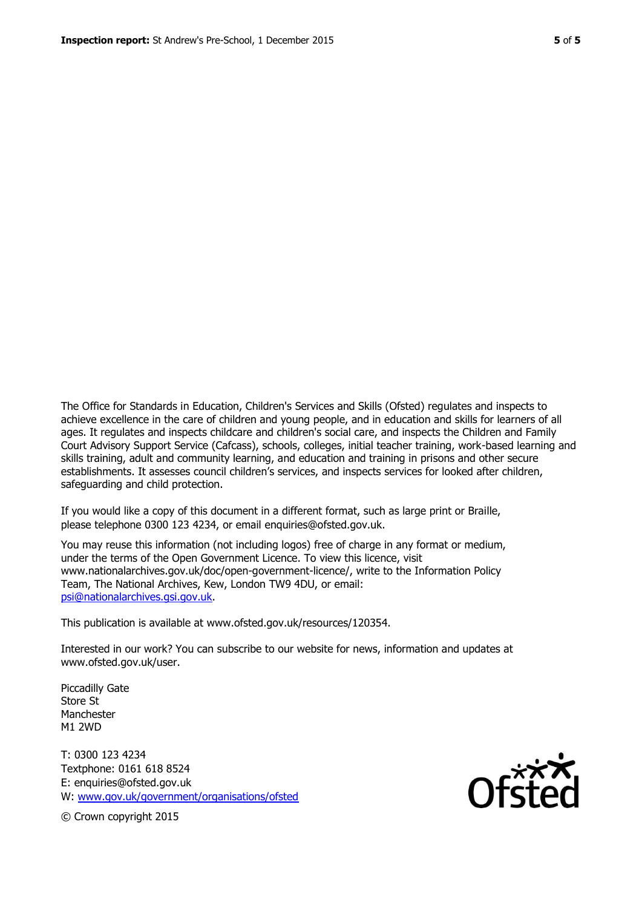The Office for Standards in Education, Children's Services and Skills (Ofsted) regulates and inspects to achieve excellence in the care of children and young people, and in education and skills for learners of all ages. It regulates and inspects childcare and children's social care, and inspects the Children and Family Court Advisory Support Service (Cafcass), schools, colleges, initial teacher training, work-based learning and skills training, adult and community learning, and education and training in prisons and other secure establishments. It assesses council children's services, and inspects services for looked after children, safeguarding and child protection.

If you would like a copy of this document in a different format, such as large print or Braille, please telephone 0300 123 4234, or email enquiries@ofsted.gov.uk.

You may reuse this information (not including logos) free of charge in any format or medium, under the terms of the Open Government Licence. To view this licence, visit www.nationalarchives.gov.uk/doc/open-government-licence/, write to the Information Policy Team, The National Archives, Kew, London TW9 4DU, or email: psi@nationalarchives.gsi.gov.uk.

This publication is available at www.ofsted.gov.uk/resources/120354.

Interested in our work? You can subscribe to our website for news, information and updates at www.ofsted.gov.uk/user.

Piccadilly Gate
Store St
Manchester
M1 2WD

T: 0300 123 4234
Textphone: 0161 618 8524
E: enquiries@ofsted.gov.uk
W: www.gov.uk/government/organisations/ofsted

Ofsted

© Crown copyright 2015